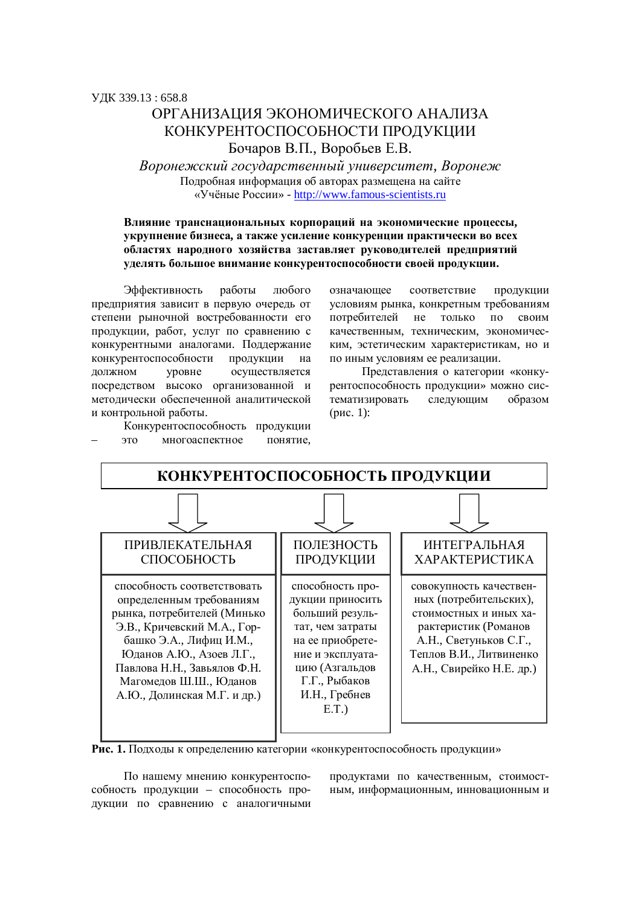УДК 339.13 : 658.8

# ОРГАНИЗАЦИЯ ЭКОНОМИЧЕСКОГО АНАЛИЗА КОНКУРЕНТОСПОСОБНОСТИ ПРОДУКЦИИ

Бочаров В.П., Воробьев Е.В.

*Воронежский государственный университет, Воронеж*

Подробная информация об авторах размещена на сайте «Учёные России» - http://www.famous-scientists.ru

**Влияние транснациональных корпораций на экономические процессы, укрупнение бизнеса, а также усиление конкуренции практически во всех областях народного хозяйства заставляет руководителей предприятий уделять большое внимание конкурентоспособности своей продукции.**

Эффективность работы любого предприятия зависит в первую очередь от степени рыночной востребованности его продукции, работ, услуг по сравнению с конкурентными аналогами. Поддержание конкурентоспособности продукции на должном уровне осуществляется посредством высоко организованной и методически обеспеченной аналитической и контрольной работы.

Конкурентоспособность продукции – это многоаспектное понятие, означающее соответствие продукции условиям рынка, конкретным требованиям потребителей не только по своим качественным, техническим, экономическим, эстетическим характеристикам, но и по иным условиям ее реализации.

Представления о категории «конкурентоспособность продукции» можно систематизировать следующим образом (рис. 1):

**КОНКУРЕНТОСПОСОБНОСТЬ ПРОДУКЦИИ**

| ПРИВЛЕКАТЕЛЬНАЯ СПОСОБНОСТЬ | ПОЛЕЗНОСТЬ ПРОДУКЦИИ | ИНТЕГРАЛЬНАЯ ХАРАКТЕРИСТИКА |
| --- | --- | --- |
| способность соответствовать определенным требованиям рынка, потребителей (Минько Э.В., Кричевский М.А., Горбашко Э.А., Лифиц И.М., Юданов А.Ю., Азоев Л.Г., Павлова Н.Н., Завьялов Ф.Н. Магомедов Ш.Ш., Юданов А.Ю., Долинская М.Г. и др.) | способность продукции приносить больший результат, чем затраты на ее приобретение и эксплуатацию (Азгальдов Г.Г., Рыбаков И.Н., Гребнев Е.Т.) | совокупность качественных (потребительских), стоимостных и иных характеристик (Романов А.Н., Светуньков С.Г., Теплов В.И., Литвиненко А.Н., Свирейко Н.Е. др.) |

**Рис. 1.** Подходы к определению категории «конкурентоспособность продукции»

По нашему мнению конкурентоспособность продукции – способность продукции по сравнению с аналогичными продуктами по качественным, стоимостным, информационным, инновационным и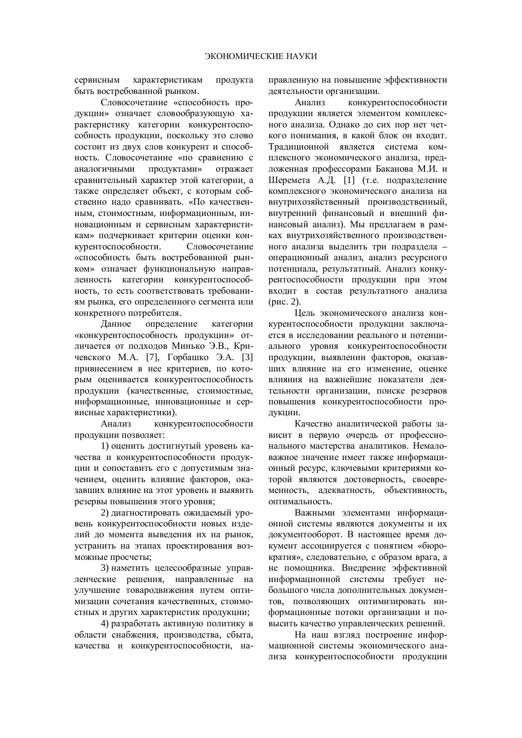сервисным характеристикам продукта быть востребованной рынком.

Словосочетание «способность продукции» означает словообразующую характеристику категории конкурентоспособность продукции, поскольку это слово состоит из двух слов конкурент и способность. Словосочетание «по сравнению с аналогичными продуктами» отражает сравнительный характер этой категории, а также определяет объект, с которым собственно надо сравнивать. «По качественным, стоимостным, информационным, инновационным и сервисным характеристикам» подчеркивает критерии оценки конкурентоспособности. Словосочетание «способность быть востребованной рынком» означает функциональную направленность категории конкурентоспособность, то есть соответствовать требованиям рынка, его определенного сегмента или конкретного потребителя.

Данное определение категории «конкурентоспособность продукции» отличается от подходов Минько Э.В., Кричевского М.А. [7], Горбашко Э.А. [3] привнесением в нее критериев, по которым оценивается конкурентоспособность продукции (качественные, стоимостные, информационные, инновационные и сервисные характеристики).

Анализ конкурентоспособности продукции позволяет:

1) оценить достигнутый уровень качества и конкурентоспособности продукции и сопоставить его с допустимым значением, оценить влияние факторов, оказавших влияние на этот уровень и выявить резервы повышения этого уровня;

2) диагностировать ожидаемый уровень конкурентоспособности новых изделий до момента выведения их на рынок, устранить на этапах проектирования возможные просчеты;

3) наметить целесообразные управленческие решения, направленные на улучшение товародвижения путем оптимизации сочетания качественных, стоимостных и других характеристик продукции;

4) разработать активную политику в области снабжения, производства, сбыта, качества и конкурентоспособности, направленную на повышение эффективности деятельности организации.

Анализ конкурентоспособности продукции является элементом комплексного анализа. Однако до сих пор нет четкого понимания, в какой блок он входит. Традиционной является система комплексного экономического анализа, предложенная профессорами Баканова М.И. и Шеремета А.Д. [1] (т.е. подразделение комплексного экономического анализа на внутрихозяйственный производственный, внутренний финансовый и внешний финансовый анализ). Мы предлагаем в рамках внутрихозяйственного производственного анализа выделить три подраздела – операционный анализ, анализ ресурсного потенциала, результатный. Анализ конкурентоспособности продукции при этом входит в состав результатного анализа (рис. 2).

Цель экономического анализа конкурентоспособности продукции заключается в исследовании реального и потенциального уровня конкурентоспособности продукции, выявлении факторов, оказавших влияние на его изменение, оценке влияния на важнейшие показатели деятельности организации, поиске резервов повышения конкурентоспособности продукции.

Качество аналитической работы зависит в первую очередь от профессионального мастерства аналитиков. Немаловажное значение имеет также информационный ресурс, ключевыми критериями которой являются достоверность, своевременность, адекватность, объективность, оптимальность.

Важными элементами информационной системы являются документы и их документооборот. В настоящее время документ ассоциируется с понятием «бюрократия», следовательно, с образом врага, а не помощника. Внедрение эффективной информационной системы требует небольшого числа дополнительных документов, позволяющих оптимизировать информационные потоки организации и повысить качество управленческих решений.

На наш взгляд построение информационной системы экономического анализа конкурентоспособности продукции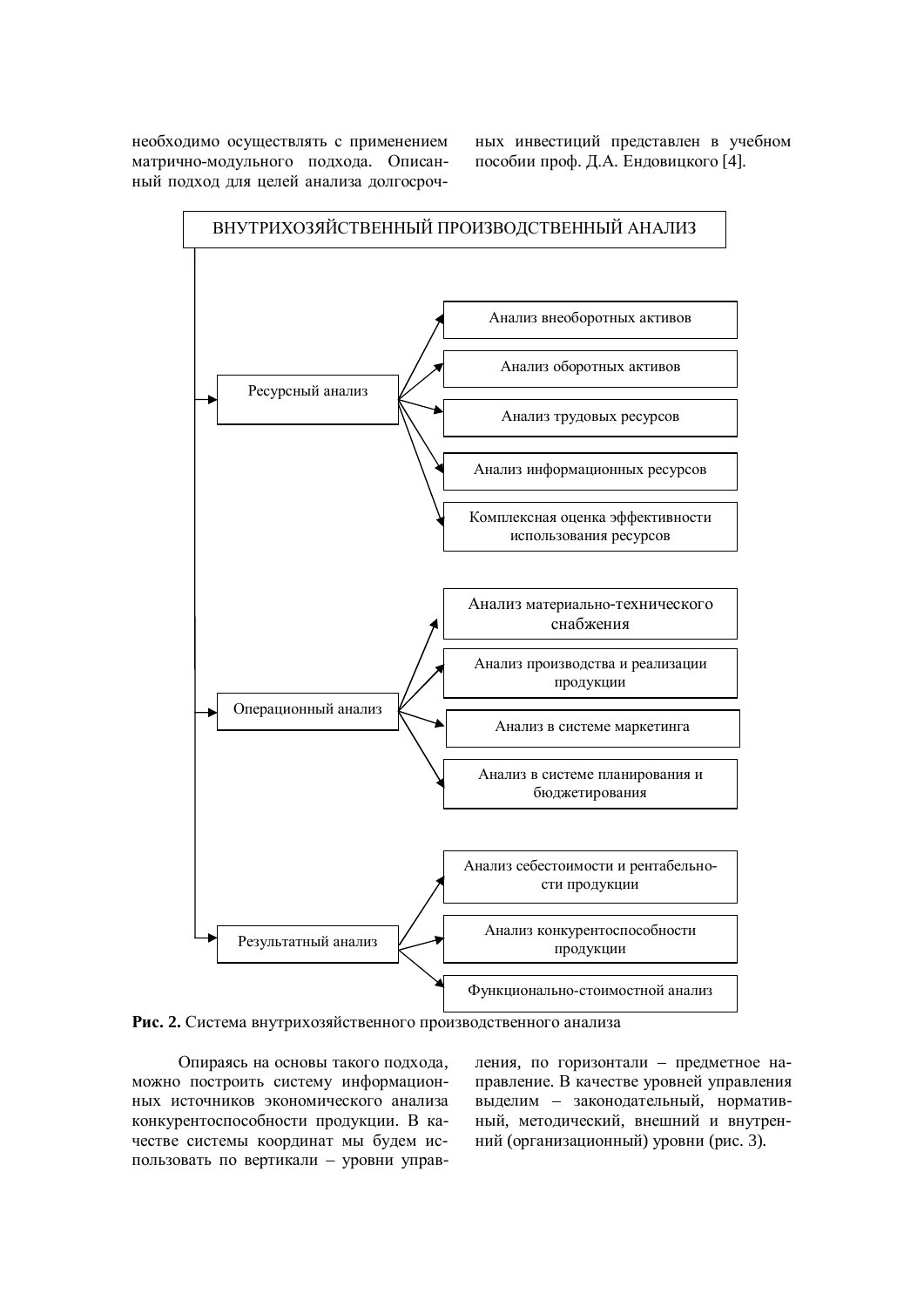необходимо осуществлять с применением матрично-модульного подхода. Описанный подход для целей анализа долгосрочных инвестиций представлен в учебном пособии проф. Д.А. Ендовицкого [4].

ВНУТРИХОЗЯЙСТВЕННЫЙ ПРОИЗВОДСТВЕННЫЙ АНАЛИЗ

- Ресурсный анализ
  - Анализ внеоборотных активов
  - Анализ оборотных активов
  - Анализ трудовых ресурсов
  - Анализ информационных ресурсов
  - Комплексная оценка эффективности использования ресурсов
- Операционный анализ
  - Анализ материально-технического снабжения
  - Анализ производства и реализации продукции
  - Анализ в системе маркетинга
  - Анализ в системе планирования и бюджетирования
- Результатный анализ
  - Анализ себестоимости и рентабельности продукции
  - Анализ конкурентоспособности продукции
  - Функционально-стоимостной анализ

**Рис. 2.** Система внутрихозяйственного производственного анализа

Опираясь на основы такого подхода, можно построить систему информационных источников экономического анализа конкурентоспособности продукции. В качестве системы координат мы будем использовать по вертикали – уровни управления, по горизонтали – предметное направление. В качестве уровней управления выделим – законодательный, нормативный, методический, внешний и внутренний (организационный) уровни (рис. 3).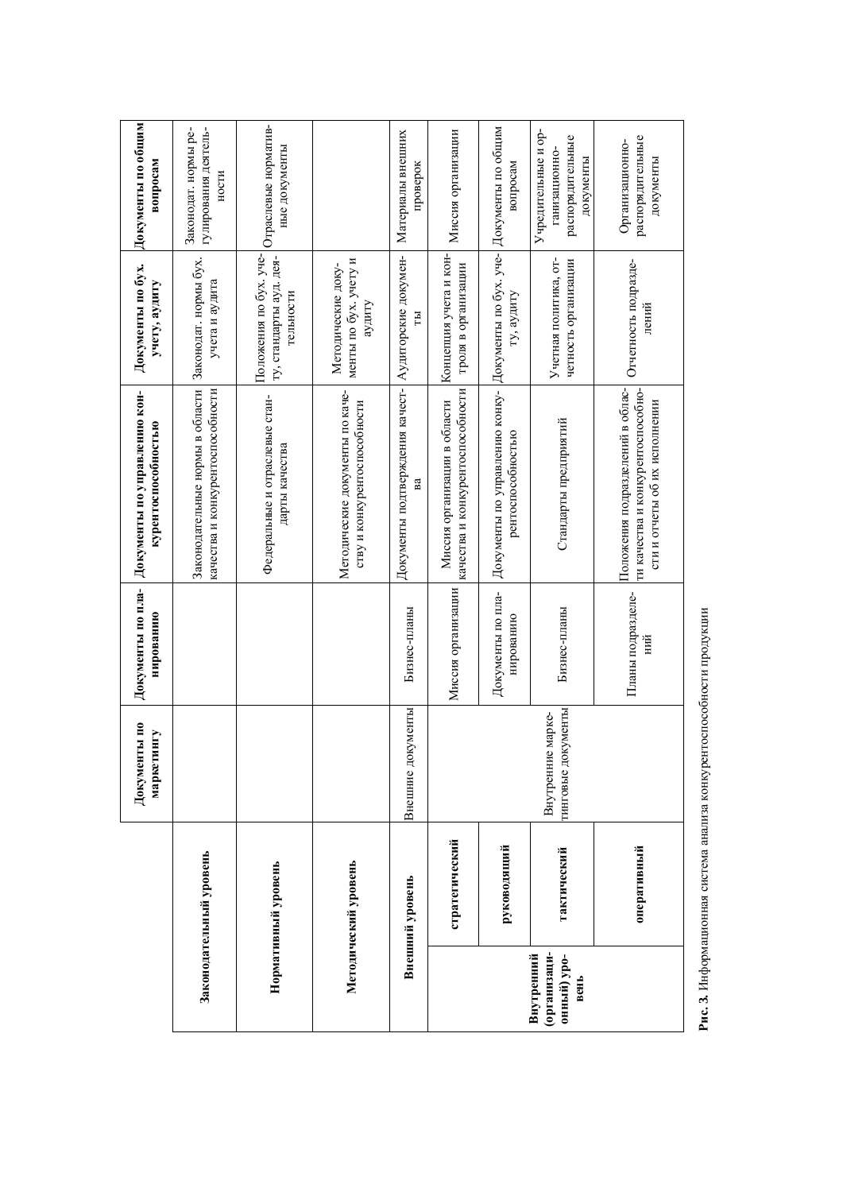| | | Документы по маркетингу | Документы по планированию | Документы по управлению конкурентоспособностью | Документы по бух. учету, аудиту | Документы по общим вопросам |
|---|---|---|---|---|---|---|
| **Законодательный уровень** | | | | Законодательные нормы в области качества и конкурентоспособности | Законодат. нормы бух. учета и аудита | Законодат. нормы регулирования деятельности |
| **Нормативный уровень** | | | | Федеральные и отраслевые стандарты качества | Положения по бух. учету, стандарты ауд. деятельности | Отраслевые нормативные документы |
| **Методический уровень** | | | | Методические документы по качеству и конкурентоспособности | Методические документы по бух. учету и аудиту | |
| **Внешний уровень** | | Внешние документы | Бизнес-планы | Документы подтверждения качества | Аудиторские документы | Материалы внешних проверок |
| **Внутренний (организационный) уровень** | **стратегический** | | Миссия организации | Миссия организации в области качества и конкурентоспособности | Концепция учета и контроля в организации | Миссия организации |
| | **руководящий** | | Документы по планированию | Документы по управлению конкурентоспособностью | Документы по бух. учету, аудиту | Документы по общим вопросам |
| | **тактический** | Внутренние маркетинговые документы | Бизнес-планы | Стандарты предприятий | Учетная политика, отчетность организации | Учредительные и организационно-распорядительные документы |
| | **оперативный** | | Планы подразделений | Положения подразделений в области качества и конкурентоспособности и отчеты об их исполнении | Отчетность подразделений | Организационно-распорядительные документы |

**Рис. 3.** Информационная система анализа конкурентоспособности продукции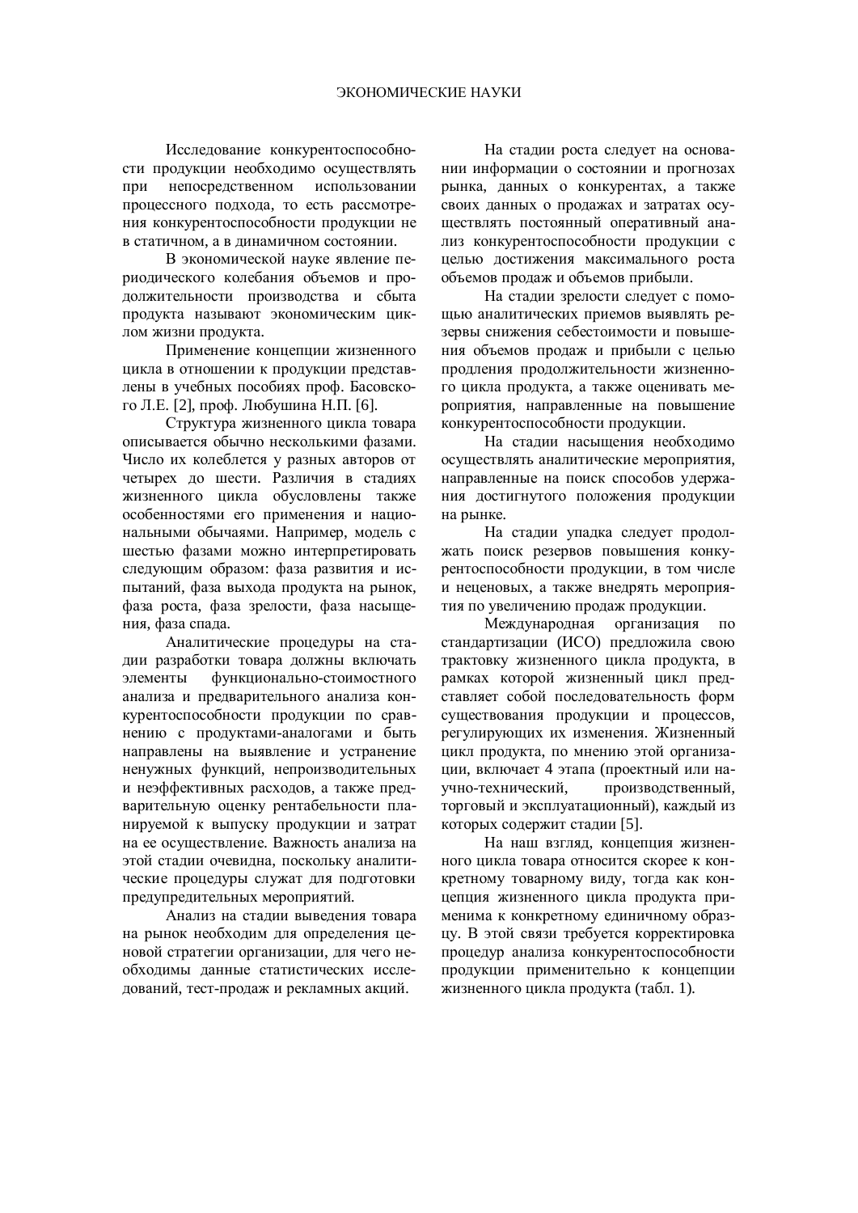Исследование конкурентоспособности продукции необходимо осуществлять при непосредственном использовании процессного подхода, то есть рассмотрения конкурентоспособности продукции не в статичном, а в динамичном состоянии.

В экономической науке явление периодического колебания объемов и продолжительности производства и сбыта продукта называют экономическим циклом жизни продукта.

Применение концепции жизненного цикла в отношении к продукции представлены в учебных пособиях проф. Басовского Л.Е. [2], проф. Любушина Н.П. [6].

Структура жизненного цикла товара описывается обычно несколькими фазами. Число их колеблется у разных авторов от четырех до шести. Различия в стадиях жизненного цикла обусловлены также особенностями его применения и национальными обычаями. Например, модель с шестью фазами можно интерпретировать следующим образом: фаза развития и испытаний, фаза выхода продукта на рынок, фаза роста, фаза зрелости, фаза насыщения, фаза спада.

Аналитические процедуры на стадии разработки товара должны включать элементы функционально-стоимостного анализа и предварительного анализа конкурентоспособности продукции по сравнению с продуктами-аналогами и быть направлены на выявление и устранение ненужных функций, непроизводительных и неэффективных расходов, а также предварительную оценку рентабельности планируемой к выпуску продукции и затрат на ее осуществление. Важность анализа на этой стадии очевидна, поскольку аналитические процедуры служат для подготовки предупредительных мероприятий.

Анализ на стадии выведения товара на рынок необходим для определения ценовой стратегии организации, для чего необходимы данные статистических исследований, тест-продаж и рекламных акций.

На стадии роста следует на основании информации о состоянии и прогнозах рынка, данных о конкурентах, а также своих данных о продажах и затратах осуществлять постоянный оперативный анализ конкурентоспособности продукции с целью достижения максимального роста объемов продаж и объемов прибыли.

На стадии зрелости следует с помощью аналитических приемов выявлять резервы снижения себестоимости и повышения объемов продаж и прибыли с целью продления продолжительности жизненного цикла продукта, а также оценивать мероприятия, направленные на повышение конкурентоспособности продукции.

На стадии насыщения необходимо осуществлять аналитические мероприятия, направленные на поиск способов удержания достигнутого положения продукции на рынке.

На стадии упадка следует продолжать поиск резервов повышения конкурентоспособности продукции, в том числе и неценовых, а также внедрять мероприятия по увеличению продаж продукции.

Международная организация по стандартизации (ИСО) предложила свою трактовку жизненного цикла продукта, в рамках которой жизненный цикл представляет собой последовательность форм существования продукции и процессов, регулирующих их изменения. Жизненный цикл продукта, по мнению этой организации, включает 4 этапа (проектный или научно-технический, производственный, торговый и эксплуатационный), каждый из которых содержит стадии [5].

На наш взгляд, концепция жизненного цикла товара относится скорее к конкретному товарному виду, тогда как концепция жизненного цикла продукта применима к конкретному единичному образцу. В этой связи требуется корректировка процедур анализа конкурентоспособности продукции применительно к концепции жизненного цикла продукта (табл. 1).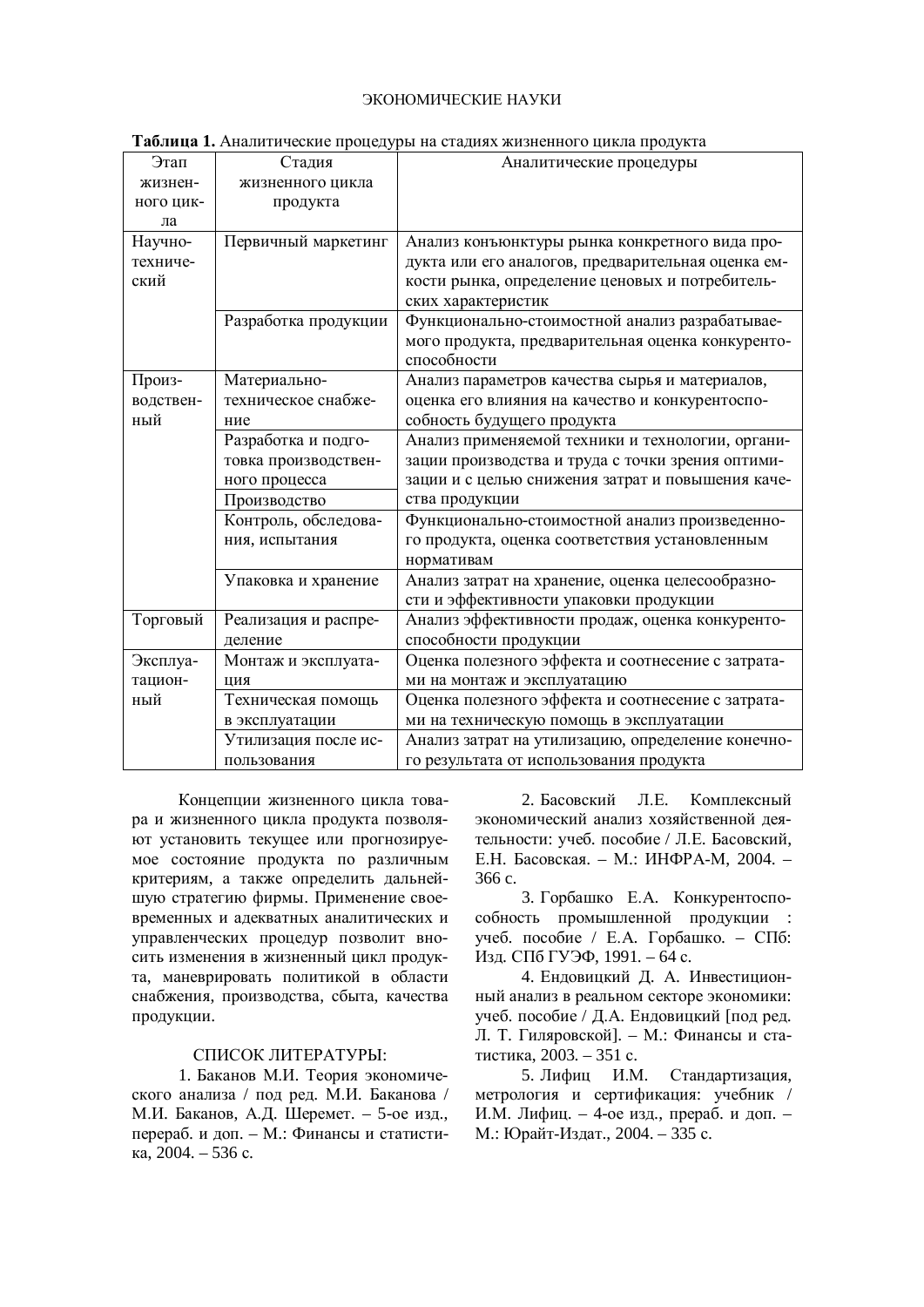**Таблица 1.** Аналитические процедуры на стадиях жизненного цикла продукта

| Этап жизненного цикла | Стадия жизненного цикла продукта | Аналитические процедуры |
|---|---|---|
| Научно-технический | Первичный маркетинг | Анализ конъюнктуры рынка конкретного вида продукта или его аналогов, предварительная оценка емкости рынка, определение ценовых и потребительских характеристик |
| | Разработка продукции | Функционально-стоимостной анализ разрабатываемого продукта, предварительная оценка конкурентоспособности |
| Производственный | Материально-техническое снабжение | Анализ параметров качества сырья и материалов, оценка его влияния на качество и конкурентоспособность будущего продукта |
| | Разработка и подготовка производственного процесса | Анализ применяемой техники и технологии, организации производства и труда с точки зрения оптимизации и с целью снижения затрат и повышения качества продукции |
| | Производство | |
| | Контроль, обследования, испытания | Функционально-стоимостной анализ произведенного продукта, оценка соответствия установленным нормативам |
| | Упаковка и хранение | Анализ затрат на хранение, оценка целесообразности и эффективности упаковки продукции |
| Торговый | Реализация и распределение | Анализ эффективности продаж, оценка конкурентоспособности продукции |
| Эксплуатационный | Монтаж и эксплуатация | Оценка полезного эффекта и соотнесение с затратами на монтаж и эксплуатацию |
| | Техническая помощь в эксплуатации | Оценка полезного эффекта и соотнесение с затратами на техническую помощь в эксплуатации |
| | Утилизация после использования | Анализ затрат на утилизацию, определение конечного результата от использования продукта |

Концепции жизненного цикла товара и жизненного цикла продукта позволяют установить текущее или прогнозируемое состояние продукта по различным критериям, а также определить дальнейшую стратегию фирмы. Применение своевременных и адекватных аналитических и управленческих процедур позволит вносить изменения в жизненный цикл продукта, маневрировать политикой в области снабжения, производства, сбыта, качества продукции.

## СПИСОК ЛИТЕРАТУРЫ:

1. Баканов М.И. Теория экономического анализа / под ред. М.И. Баканова / М.И. Баканов, А.Д. Шеремет. – 5-ое изд., перераб. и доп. – М.: Финансы и статистика, 2004. – 536 с.
2. Басовский Л.Е. Комплексный экономический анализ хозяйственной деятельности: учеб. пособие / Л.Е. Басовский, Е.Н. Басовская. – М.: ИНФРА-М, 2004. – 366 с.
3. Горбашко Е.А. Конкурентоспособность промышленной продукции : учеб. пособие / Е.А. Горбашко. – СПб: Изд. СПб ГУЭФ, 1991. – 64 с.
4. Ендовицкий Д. А. Инвестиционный анализ в реальном секторе экономики: учеб. пособие / Д.А. Ендовицкий [под ред. Л. Т. Гиляровской]. – М.: Финансы и статистика, 2003. – 351 с.
5. Лифиц И.М. Стандартизация, метрология и сертификация: учебник / И.М. Лифиц. – 4-ое изд., прераб. и доп. – М.: Юрайт-Издат., 2004. – 335 с.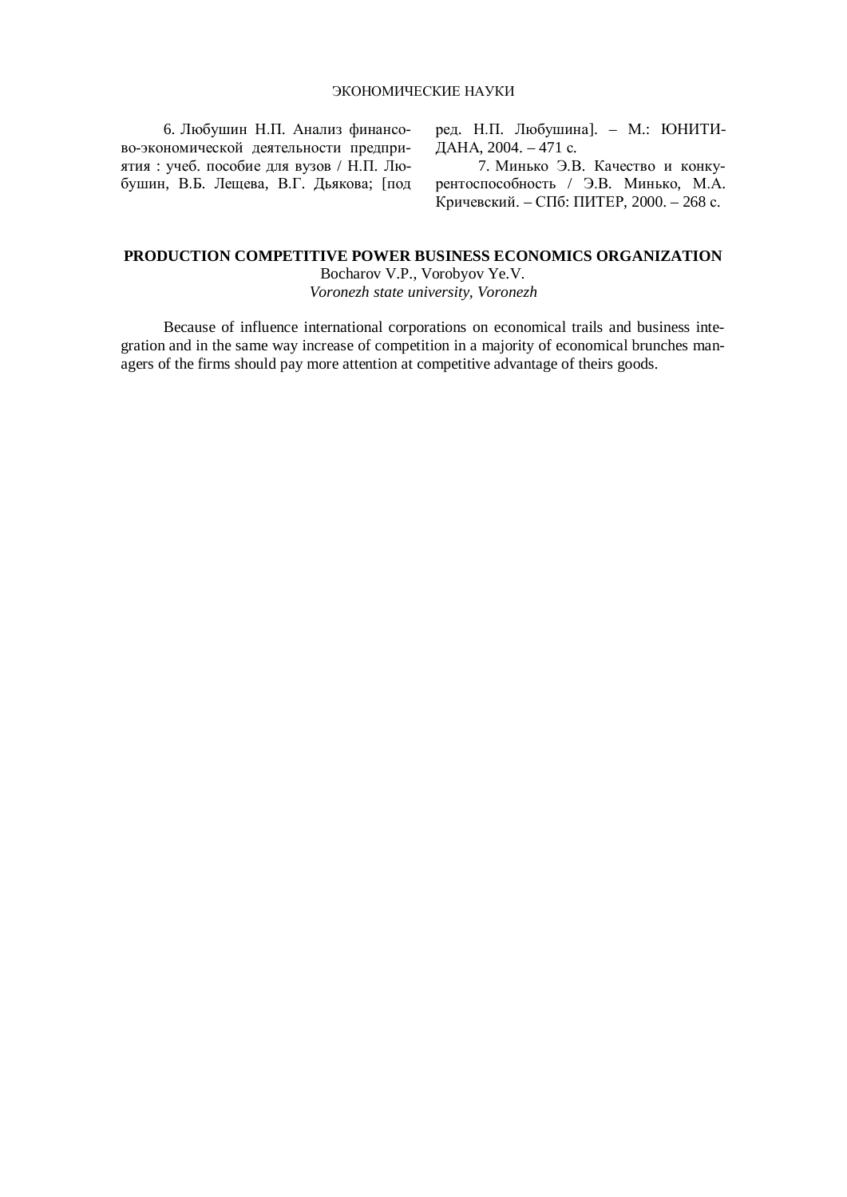6. Любушин Н.П. Анализ финансово-экономической деятельности предприятия : учеб. пособие для вузов / Н.П. Любушин, В.Б. Лещева, В.Г. Дьякова; [под ред. Н.П. Любушина]. – М.: ЮНИТИ-ДАНА, 2004. – 471 с.

7. Минько Э.В. Качество и конкурентоспособность / Э.В. Минько, М.А. Кричевский. – СПб: ПИТЕР, 2000. – 268 с.

## PRODUCTION COMPETITIVE POWER BUSINESS ECONOMICS ORGANIZATION

Bocharov V.P., Vorobyov Ye.V.

*Voronezh state university, Voronezh*

Because of influence international corporations on economical trails and business integration and in the same way increase of competition in a majority of economical brunches managers of the firms should pay more attention at competitive advantage of theirs goods.